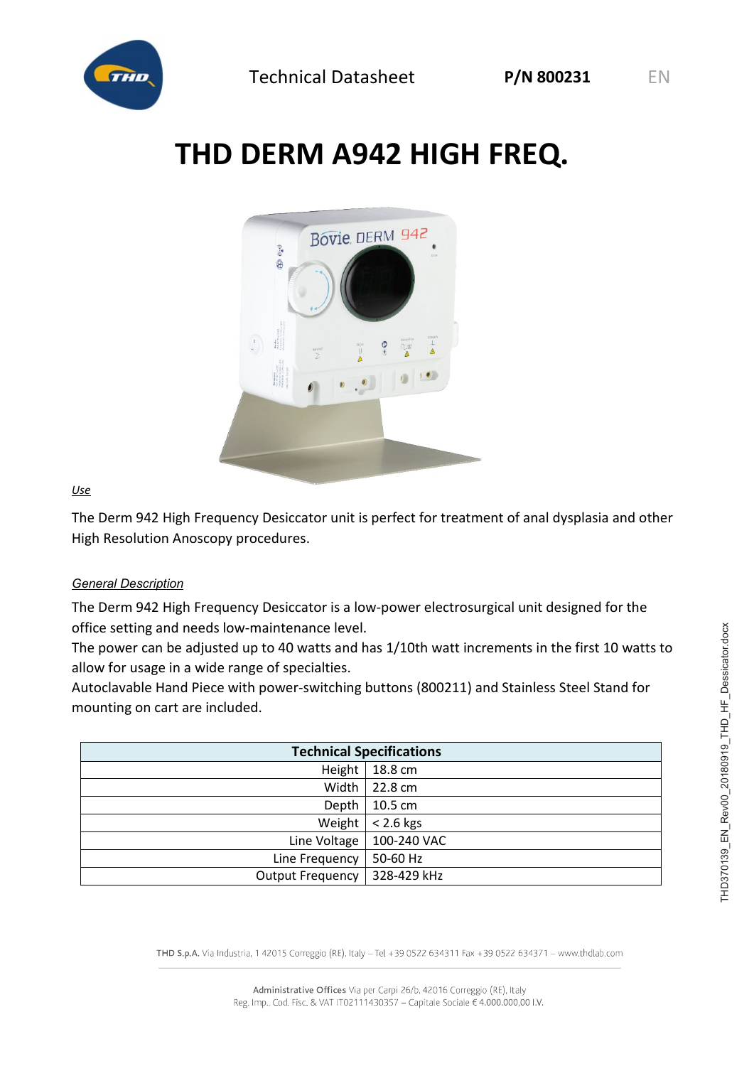Technical Datasheet **P/N 800231** EN

# THD DERM A942 HIGH FREQ.

*Use*

The Derm 942 High Frequency Desiccator unit is perfect for treatment of anal dysplasia and other High Resolution Anoscopy procedures.

*General Description*

The Derm 942 High Frequency Desiccator is a low-power electrosurgical unit designed for the office setting and needs low-maintenance level.
The power can be adjusted up to 40 watts and has 1/10th watt increments in the first 10 watts to allow for usage in a wide range of specialties.
Autoclavable Hand Piece with power-switching buttons (800211) and Stainless Steel Stand for mounting on cart are included.

| Technical Specifications | |
|---:|---|
| Height | 18.8 cm |
| Width | 22.8 cm |
| Depth | 10.5 cm |
| Weight | < 2.6 kgs |
| Line Voltage | 100-240 VAC |
| Line Frequency | 50-60 Hz |
| Output Frequency | 328-429 kHz |

THD S.p.A. Via Industria, 1 42015 Correggio (RE), Italy – Tel +39 0522 634311 Fax +39 0522 634371 – www.thdlab.com

Administrative Offices Via per Carpi 26/b, 42016 Correggio (RE), Italy
Reg. Imp., Cod. Fisc. & VAT IT02111430357 – Capitale Sociale € 4.000.000,00 I.V.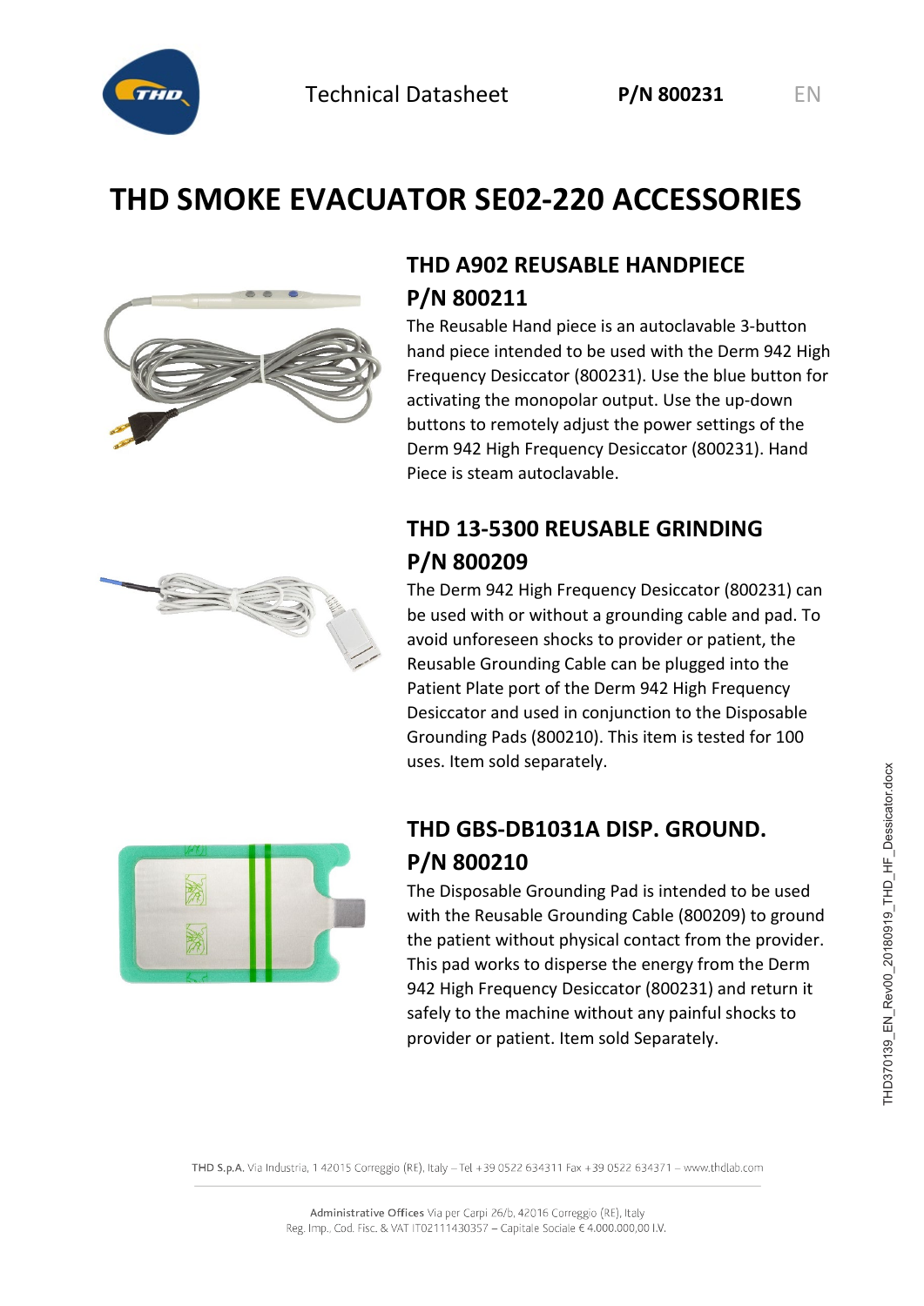# THD SMOKE EVACUATOR SE02-220 ACCESSORIES

## THD A902 REUSABLE HANDPIECE P/N 800211

The Reusable Hand piece is an autoclavable 3-button hand piece intended to be used with the Derm 942 High Frequency Desiccator (800231). Use the blue button for activating the monopolar output. Use the up-down buttons to remotely adjust the power settings of the Derm 942 High Frequency Desiccator (800231). Hand Piece is steam autoclavable.

## THD 13-5300 REUSABLE GRINDING P/N 800209

The Derm 942 High Frequency Desiccator (800231) can be used with or without a grounding cable and pad. To avoid unforeseen shocks to provider or patient, the Reusable Grounding Cable can be plugged into the Patient Plate port of the Derm 942 High Frequency Desiccator and used in conjunction to the Disposable Grounding Pads (800210). This item is tested for 100 uses. Item sold separately.

## THD GBS-DB1031A DISP. GROUND. P/N 800210

The Disposable Grounding Pad is intended to be used with the Reusable Grounding Cable (800209) to ground the patient without physical contact from the provider. This pad works to disperse the energy from the Derm 942 High Frequency Desiccator (800231) and return it safely to the machine without any painful shocks to provider or patient. Item sold Separately.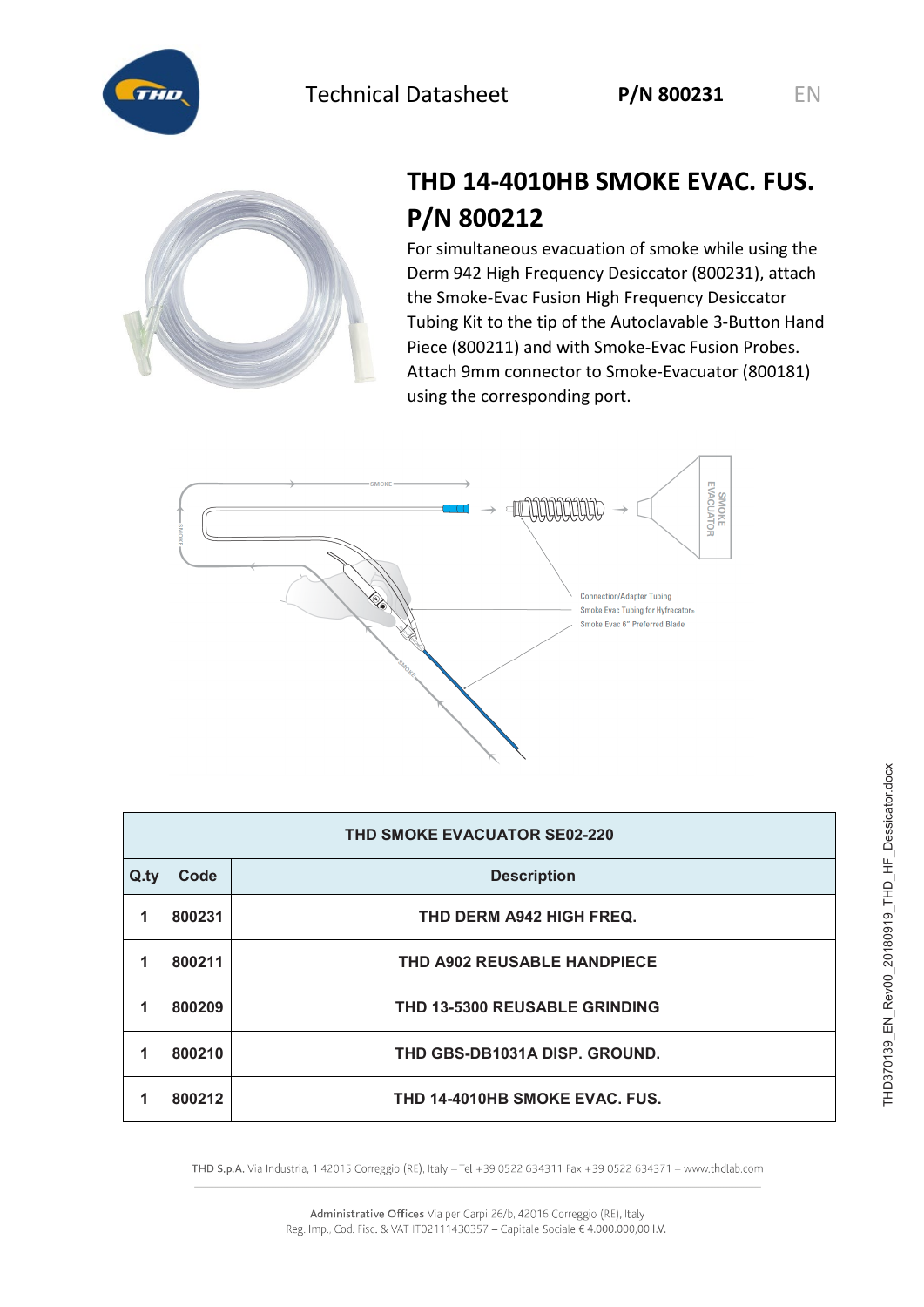# THD 14-4010HB SMOKE EVAC. FUS. P/N 800212

For simultaneous evacuation of smoke while using the Derm 942 High Frequency Desiccator (800231), attach the Smoke-Evac Fusion High Frequency Desiccator Tubing Kit to the tip of the Autoclavable 3-Button Hand Piece (800211) and with Smoke-Evac Fusion Probes. Attach 9mm connector to Smoke-Evacuator (800181) using the corresponding port.

SMOKE

SMOKE EVACUATOR

Connection/Adapter Tubing

Smoke Evac Tubing for Hyfrecator®

Smoke Evac 6" Preferred Blade

| THD SMOKE EVACUATOR SE02-220 | | |
|---|---|---|
| **Q.ty** | **Code** | **Description** |
| 1 | 800231 | THD DERM A942 HIGH FREQ. |
| 1 | 800211 | THD A902 REUSABLE HANDPIECE |
| 1 | 800209 | THD 13-5300 REUSABLE GRINDING |
| 1 | 800210 | THD GBS-DB1031A DISP. GROUND. |
| 1 | 800212 | THD 14-4010HB SMOKE EVAC. FUS. |